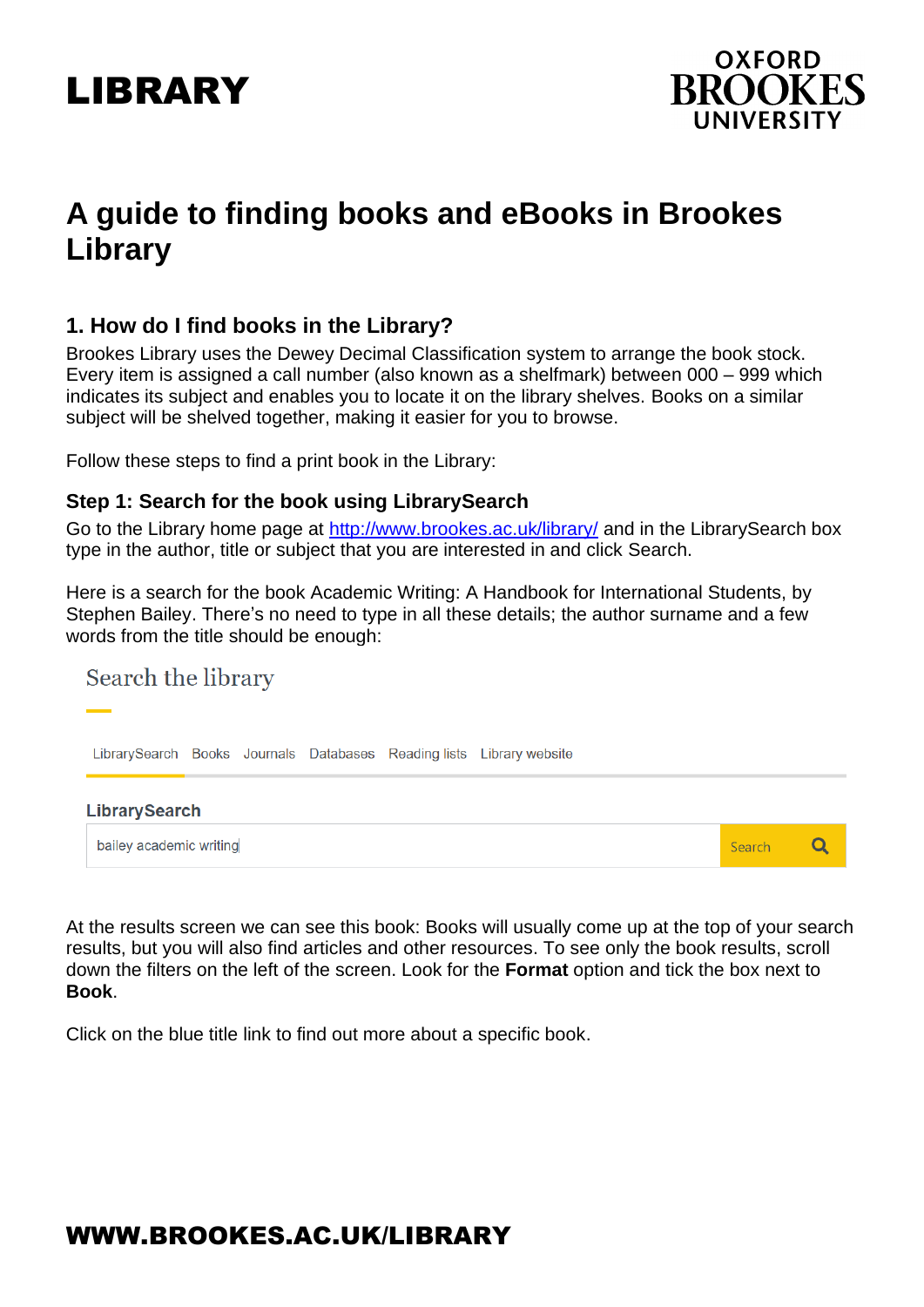LIBRARY

OXFORD BROOKES UNIVERSITY

# A guide to finding books and eBooks in Brookes Library

## 1. How do I find books in the Library?

Brookes Library uses the Dewey Decimal Classification system to arrange the book stock. Every item is assigned a call number (also known as a shelfmark) between 000 – 999 which indicates its subject and enables you to locate it on the library shelves. Books on a similar subject will be shelved together, making it easier for you to browse.

Follow these steps to find a print book in the Library:

### Step 1: Search for the book using LibrarySearch

Go to the Library home page at [http://www.brookes.ac.uk/library/](http://www.brookes.ac.uk/library/) and in the LibrarySearch box type in the author, title or subject that you are interested in and click Search.

Here is a search for the book Academic Writing: A Handbook for International Students, by Stephen Bailey. There's no need to type in all these details; the author surname and a few words from the title should be enough:

Search the library

LibrarySearch Books Journals Databases Reading lists Library website

**LibrarySearch**

bailey academic writing | Search

At the results screen we can see this book: Books will usually come up at the top of your search results, but you will also find articles and other resources. To see only the book results, scroll down the filters on the left of the screen. Look for the **Format** option and tick the box next to **Book**.

Click on the blue title link to find out more about a specific book.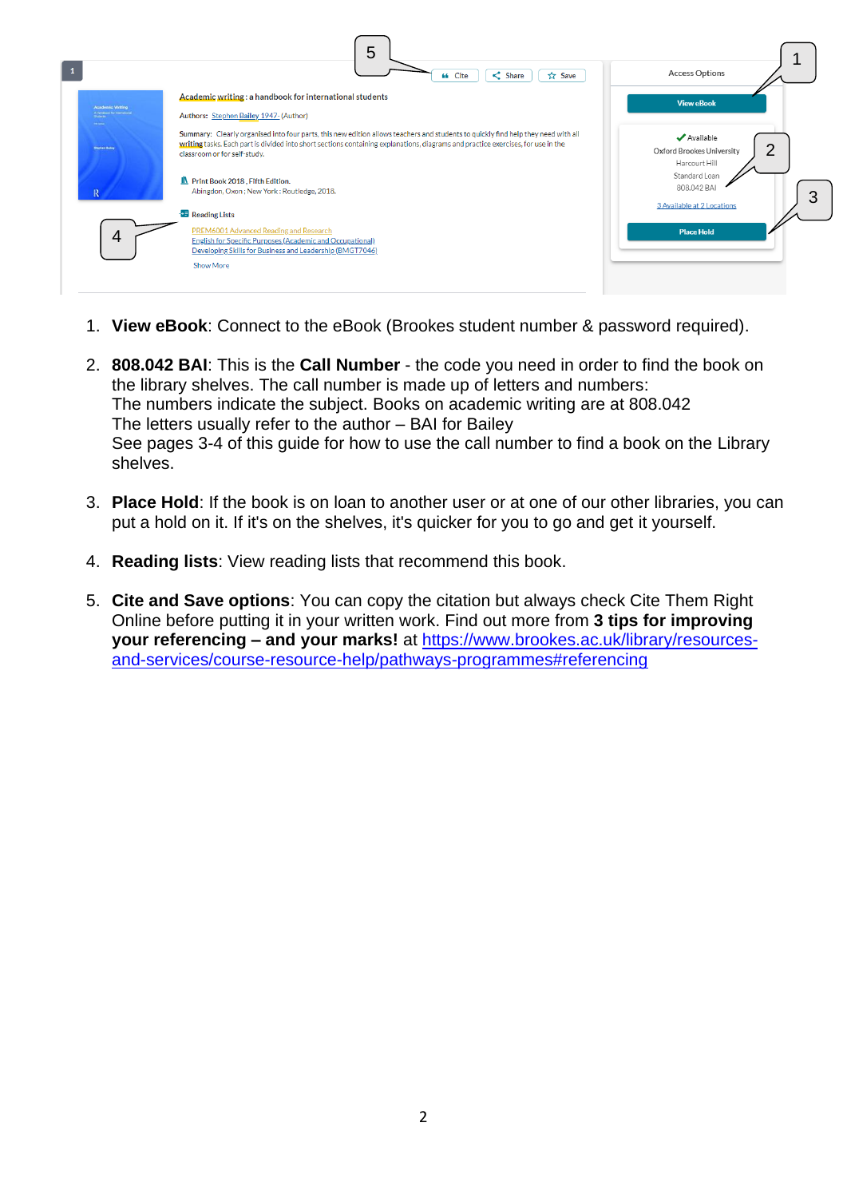1. **View eBook**: Connect to the eBook (Brookes student number & password required).

2. **808.042 BAI**: This is the **Call Number** - the code you need in order to find the book on the library shelves. The call number is made up of letters and numbers:
   The numbers indicate the subject. Books on academic writing are at 808.042
   The letters usually refer to the author – BAI for Bailey
   See pages 3-4 of this guide for how to use the call number to find a book on the Library shelves.

3. **Place Hold**: If the book is on loan to another user or at one of our other libraries, you can put a hold on it. If it's on the shelves, it's quicker for you to go and get it yourself.

4. **Reading lists**: View reading lists that recommend this book.

5. **Cite and Save options**: You can copy the citation but always check Cite Them Right Online before putting it in your written work. Find out more from **3 tips for improving your referencing – and your marks!** at https://www.brookes.ac.uk/library/resources-and-services/course-resource-help/pathways-programmes#referencing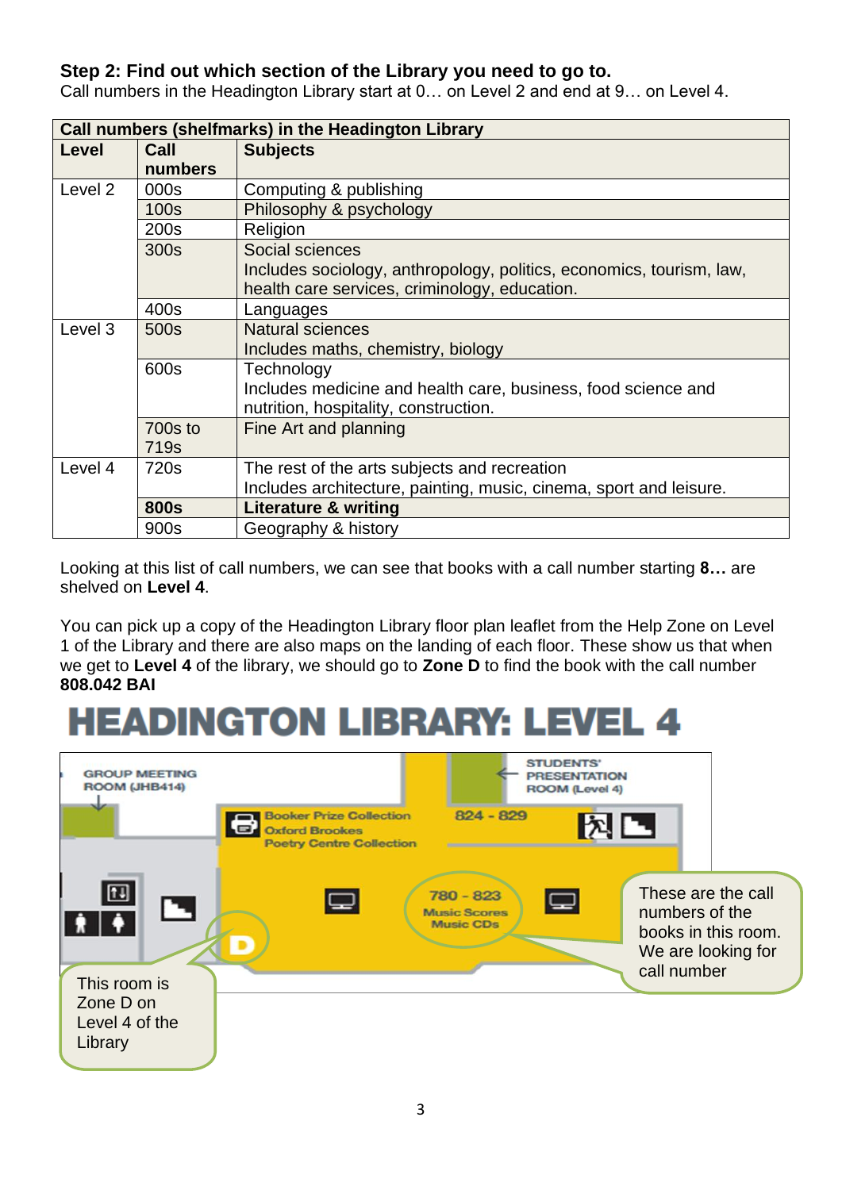**Step 2: Find out which section of the Library you need to go to.**
Call numbers in the Headington Library start at 0… on Level 2 and end at 9… on Level 4.

| Call numbers (shelfmarks) in the Headington Library | | |
|---|---|---|
| **Level** | **Call numbers** | **Subjects** |
| Level 2 | 000s | Computing & publishing |
| | 100s | Philosophy & psychology |
| | 200s | Religion |
| | 300s | Social sciences<br>Includes sociology, anthropology, politics, economics, tourism, law, health care services, criminology, education. |
| | 400s | Languages |
| Level 3 | 500s | Natural sciences<br>Includes maths, chemistry, biology |
| | 600s | Technology<br>Includes medicine and health care, business, food science and nutrition, hospitality, construction. |
| | 700s to 719s | Fine Art and planning |
| Level 4 | 720s | The rest of the arts subjects and recreation<br>Includes architecture, painting, music, cinema, sport and leisure. |
| | **800s** | **Literature & writing** |
| | 900s | Geography & history |

Looking at this list of call numbers, we can see that books with a call number starting **8…** are shelved on **Level 4**.

You can pick up a copy of the Headington Library floor plan leaflet from the Help Zone on Level 1 of the Library and there are also maps on the landing of each floor. These show us that when we get to **Level 4** of the library, we should go to **Zone D** to find the book with the call number **808.042 BAI**

# HEADINGTON LIBRARY: LEVEL 4

GROUP MEETING ROOM (JHB414)

STUDENTS' PRESENTATION ROOM (Level 4)

Booker Prize Collection
Oxford Brookes Poetry Centre Collection

824 - 829

780 - 823
Music Scores
Music CDs

D

This room is Zone D on Level 4 of the Library

These are the call numbers of the books in this room. We are looking for call number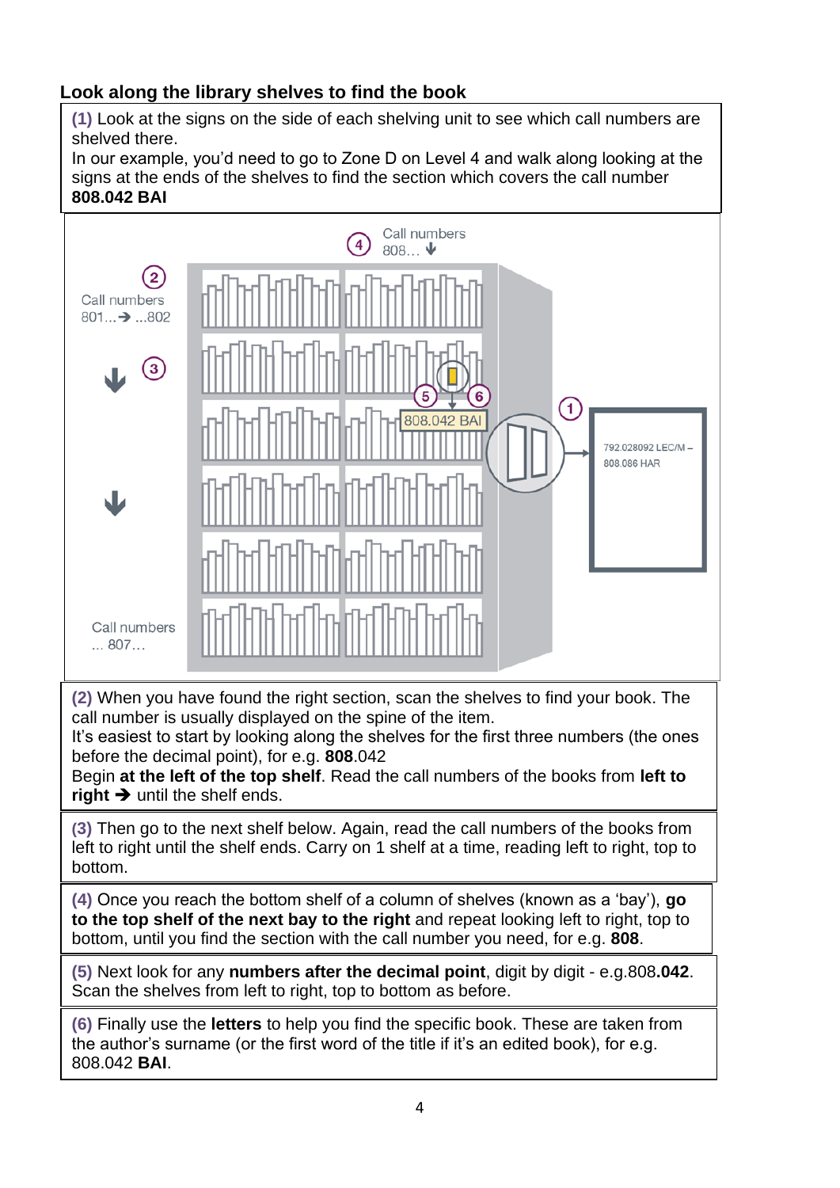## Look along the library shelves to find the book

**(1)** Look at the signs on the side of each shelving unit to see which call numbers are shelved there.
In our example, you'd need to go to Zone D on Level 4 and walk along looking at the signs at the ends of the shelves to find the section which covers the call number **808.042 BAI**

**(2)** When you have found the right section, scan the shelves to find your book. The call number is usually displayed on the spine of the item.
It's easiest to start by looking along the shelves for the first three numbers (the ones before the decimal point), for e.g. **808**.042
Begin **at the left of the top shelf**. Read the call numbers of the books from **left to right ➔** until the shelf ends.

**(3)** Then go to the next shelf below. Again, read the call numbers of the books from left to right until the shelf ends. Carry on 1 shelf at a time, reading left to right, top to bottom.

**(4)** Once you reach the bottom shelf of a column of shelves (known as a 'bay'), **go to the top shelf of the next bay to the right** and repeat looking left to right, top to bottom, until you find the section with the call number you need, for e.g. **808**.

**(5)** Next look for any **numbers after the decimal point**, digit by digit - e.g.808.**042**. Scan the shelves from left to right, top to bottom as before.

**(6)** Finally use the **letters** to help you find the specific book. These are taken from the author's surname (or the first word of the title if it's an edited book), for e.g. 808.042 **BAI**.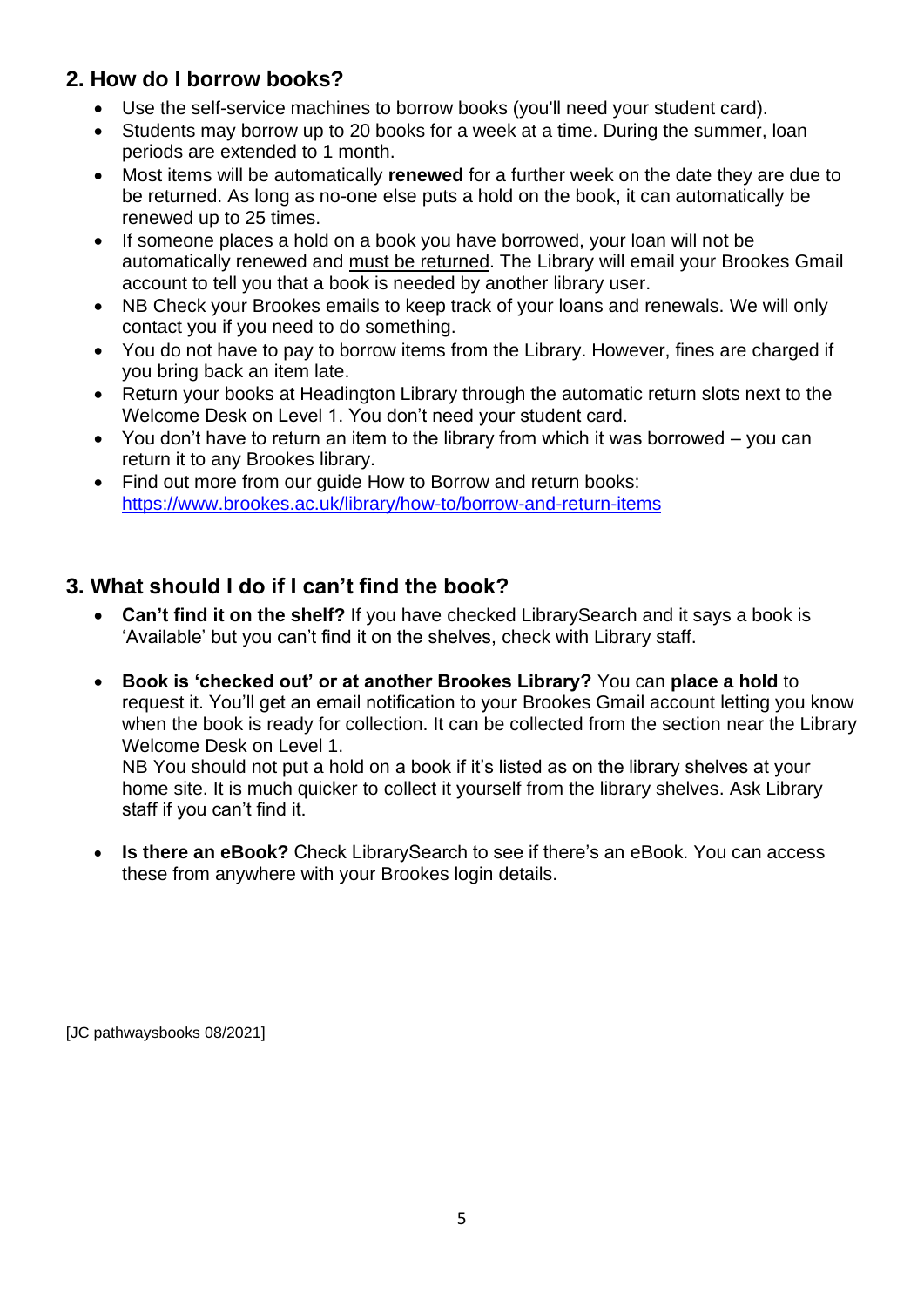## 2. How do I borrow books?

- Use the self-service machines to borrow books (you'll need your student card).
- Students may borrow up to 20 books for a week at a time. During the summer, loan periods are extended to 1 month.
- Most items will be automatically **renewed** for a further week on the date they are due to be returned. As long as no-one else puts a hold on the book, it can automatically be renewed up to 25 times.
- If someone places a hold on a book you have borrowed, your loan will not be automatically renewed and <u>must be returned</u>. The Library will email your Brookes Gmail account to tell you that a book is needed by another library user.
- NB Check your Brookes emails to keep track of your loans and renewals. We will only contact you if you need to do something.
- You do not have to pay to borrow items from the Library. However, fines are charged if you bring back an item late.
- Return your books at Headington Library through the automatic return slots next to the Welcome Desk on Level 1. You don't need your student card.
- You don't have to return an item to the library from which it was borrowed – you can return it to any Brookes library.
- Find out more from our guide How to Borrow and return books: https://www.brookes.ac.uk/library/how-to/borrow-and-return-items

## 3. What should I do if I can't find the book?

- **Can't find it on the shelf?** If you have checked LibrarySearch and it says a book is 'Available' but you can't find it on the shelves, check with Library staff.

- **Book is 'checked out' or at another Brookes Library?** You can **place a hold** to request it. You'll get an email notification to your Brookes Gmail account letting you know when the book is ready for collection. It can be collected from the section near the Library Welcome Desk on Level 1.
  NB You should not put a hold on a book if it's listed as on the library shelves at your home site. It is much quicker to collect it yourself from the library shelves. Ask Library staff if you can't find it.

- **Is there an eBook?** Check LibrarySearch to see if there's an eBook. You can access these from anywhere with your Brookes login details.

[JC pathwaysbooks 08/2021]